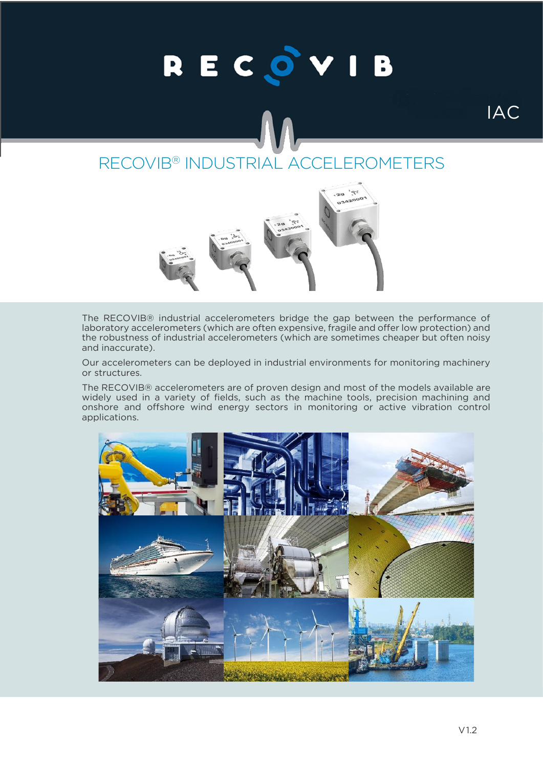# RECOVIB

IAC

## RECOVIB® INDUSTRIAL ACCELEROMETERS

The RECOVIB® industrial accelerometers bridge the gap between the performance of laboratory accelerometers (which are often expensive, fragile and offer low protection) and the robustness of industrial accelerometers (which are sometimes cheaper but often noisy and inaccurate).

Our accelerometers can be deployed in industrial environments for monitoring machinery or structures.

The RECOVIB® accelerometers are of proven design and most of the models available are widely used in a variety of fields, such as the machine tools, precision machining and onshore and offshore wind energy sectors in monitoring or active vibration control applications.

V1.2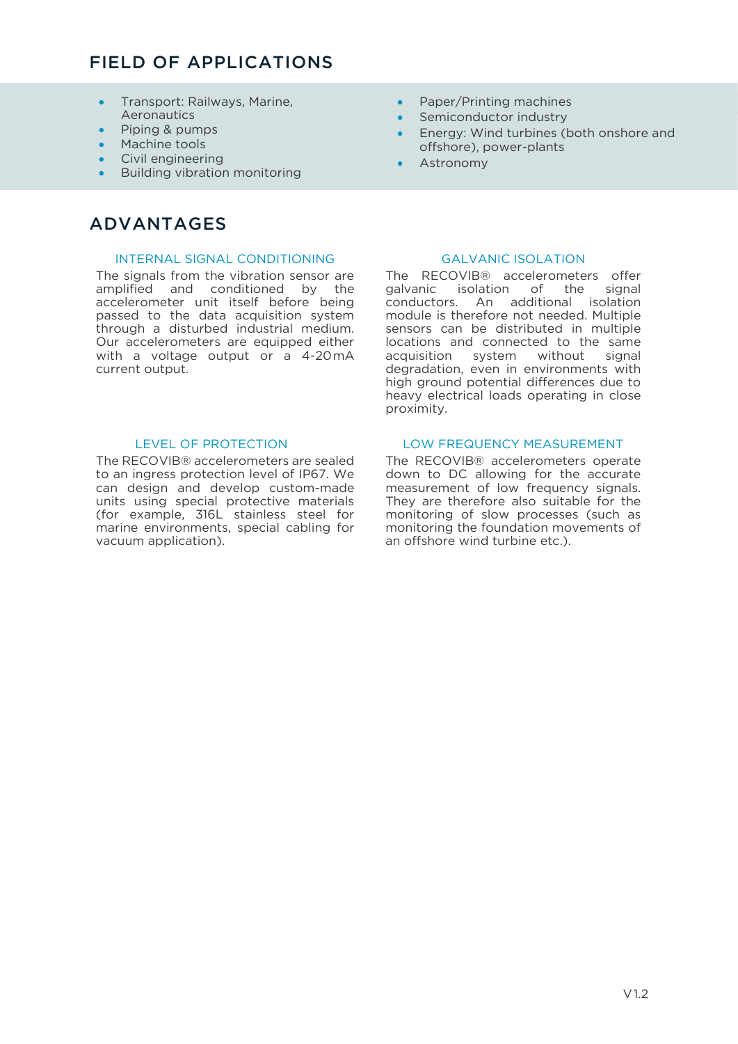## FIELD OF APPLICATIONS

- Transport: Railways, Marine, Aeronautics
- Piping & pumps
- Machine tools
- Civil engineering
- Building vibration monitoring
- Paper/Printing machines
- Semiconductor industry
- Energy: Wind turbines (both onshore and offshore), power-plants
- Astronomy

## ADVANTAGES

### INTERNAL SIGNAL CONDITIONING

The signals from the vibration sensor are amplified and conditioned by the accelerometer unit itself before being passed to the data acquisition system through a disturbed industrial medium. Our accelerometers are equipped either with a voltage output or a 4-20 mA current output.

### GALVANIC ISOLATION

The RECOVIB® accelerometers offer galvanic isolation of the signal conductors. An additional isolation module is therefore not needed. Multiple sensors can be distributed in multiple locations and connected to the same acquisition system without signal degradation, even in environments with high ground potential differences due to heavy electrical loads operating in close proximity.

### LEVEL OF PROTECTION

The RECOVIB® accelerometers are sealed to an ingress protection level of IP67. We can design and develop custom-made units using special protective materials (for example, 316L stainless steel for marine environments, special cabling for vacuum application).

### LOW FREQUENCY MEASUREMENT

The RECOVIB® accelerometers operate down to DC allowing for the accurate measurement of low frequency signals. They are therefore also suitable for the monitoring of slow processes (such as monitoring the foundation movements of an offshore wind turbine etc.).

V1.2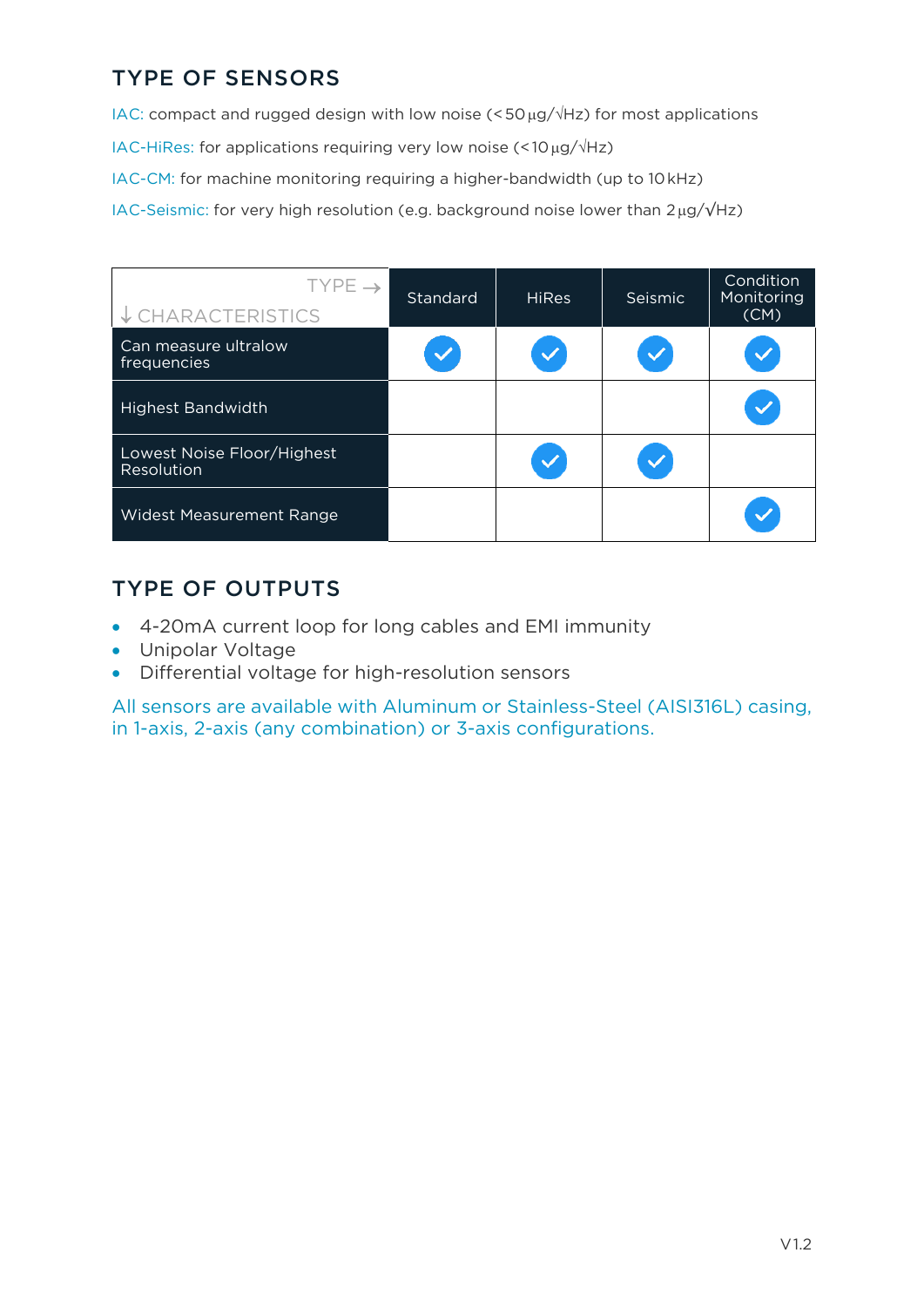## TYPE OF SENSORS

IAC: compact and rugged design with low noise (< 50 µg/√Hz) for most applications

IAC-HiRes: for applications requiring very low noise (< 10 µg/√Hz)

IAC-CM: for machine monitoring requiring a higher-bandwidth (up to 10 kHz)

IAC-Seismic: for very high resolution (e.g. background noise lower than 2 µg/√Hz)

| TYPE → / ↓ CHARACTERISTICS | Standard | HiRes | Seismic | Condition Monitoring (CM) |
|---|---|---|---|---|
| Can measure ultralow frequencies | ✓ | ✓ | ✓ | ✓ |
| Highest Bandwidth | | | | ✓ |
| Lowest Noise Floor/Highest Resolution | | ✓ | ✓ | |
| Widest Measurement Range | | | | ✓ |

## TYPE OF OUTPUTS

- 4-20mA current loop for long cables and EMI immunity
- Unipolar Voltage
- Differential voltage for high-resolution sensors

All sensors are available with Aluminum or Stainless-Steel (AISI316L) casing, in 1-axis, 2-axis (any combination) or 3-axis configurations.

V1.2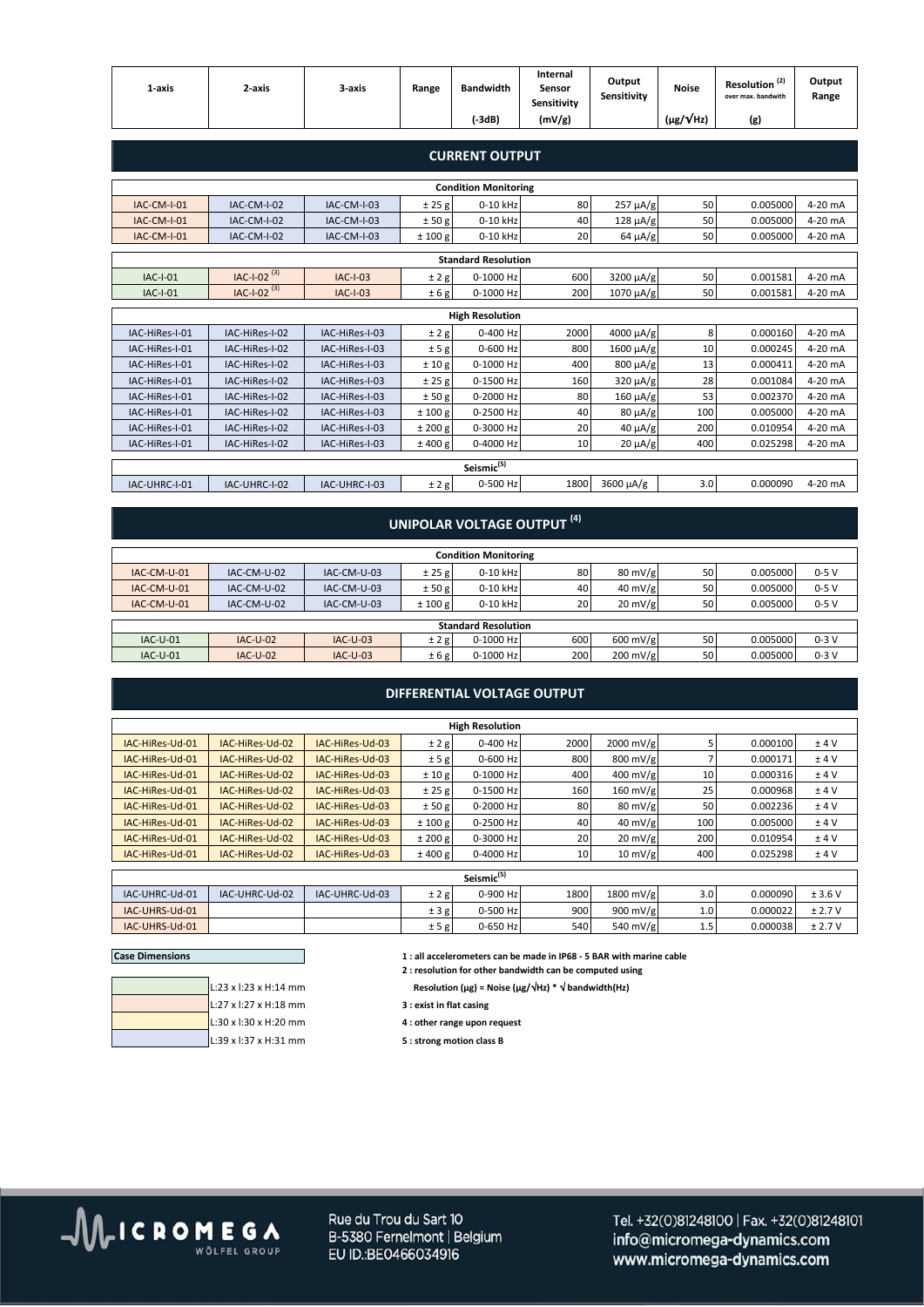| 1-axis | 2-axis | 3-axis | Range | Bandwidth (-3dB) | Internal Sensor Sensitivity (mV/g) | Output Sensitivity | Noise (µg/√Hz) | Resolution (2) over max. bandwidth (g) | Output Range |
|---|---|---|---|---|---|---|---|---|---|
| **CURRENT OUTPUT** | | | | | | | | | |
| **Condition Monitoring** | | | | | | | | | |
| IAC-CM-I-01 | IAC-CM-I-02 | IAC-CM-I-03 | ± 25 g | 0-10 kHz | 80 | 257 µA/g | 50 | 0.005000 | 4-20 mA |
| IAC-CM-I-01 | IAC-CM-I-02 | IAC-CM-I-03 | ± 50 g | 0-10 kHz | 40 | 128 µA/g | 50 | 0.005000 | 4-20 mA |
| IAC-CM-I-01 | IAC-CM-I-02 | IAC-CM-I-03 | ± 100 g | 0-10 kHz | 20 | 64 µA/g | 50 | 0.005000 | 4-20 mA |
| **Standard Resolution** | | | | | | | | | |
| IAC-I-01 | IAC-I-02 (3) | IAC-I-03 | ± 2 g | 0-1000 Hz | 600 | 3200 µA/g | 50 | 0.001581 | 4-20 mA |
| IAC-I-01 | IAC-I-02 (3) | IAC-I-03 | ± 6 g | 0-1000 Hz | 200 | 1070 µA/g | 50 | 0.001581 | 4-20 mA |
| **High Resolution** | | | | | | | | | |
| IAC-HiRes-I-01 | IAC-HiRes-I-02 | IAC-HiRes-I-03 | ± 2 g | 0-400 Hz | 2000 | 4000 µA/g | 8 | 0.000160 | 4-20 mA |
| IAC-HiRes-I-01 | IAC-HiRes-I-02 | IAC-HiRes-I-03 | ± 5 g | 0-600 Hz | 800 | 1600 µA/g | 10 | 0.000245 | 4-20 mA |
| IAC-HiRes-I-01 | IAC-HiRes-I-02 | IAC-HiRes-I-03 | ± 10 g | 0-1000 Hz | 400 | 800 µA/g | 13 | 0.000411 | 4-20 mA |
| IAC-HiRes-I-01 | IAC-HiRes-I-02 | IAC-HiRes-I-03 | ± 25 g | 0-1500 Hz | 160 | 320 µA/g | 28 | 0.001084 | 4-20 mA |
| IAC-HiRes-I-01 | IAC-HiRes-I-02 | IAC-HiRes-I-03 | ± 50 g | 0-2000 Hz | 80 | 160 µA/g | 53 | 0.002370 | 4-20 mA |
| IAC-HiRes-I-01 | IAC-HiRes-I-02 | IAC-HiRes-I-03 | ± 100 g | 0-2500 Hz | 40 | 80 µA/g | 100 | 0.005000 | 4-20 mA |
| IAC-HiRes-I-01 | IAC-HiRes-I-02 | IAC-HiRes-I-03 | ± 200 g | 0-3000 Hz | 20 | 40 µA/g | 200 | 0.010954 | 4-20 mA |
| IAC-HiRes-I-01 | IAC-HiRes-I-02 | IAC-HiRes-I-03 | ± 400 g | 0-4000 Hz | 10 | 20 µA/g | 400 | 0.025298 | 4-20 mA |
| **Seismic(5)** | | | | | | | | | |
| IAC-UHRC-I-01 | IAC-UHRC-I-02 | IAC-UHRC-I-03 | ± 2 g | 0-500 Hz | 1800 | 3600 µA/g | 3.0 | 0.000090 | 4-20 mA |
| **UNIPOLAR VOLTAGE OUTPUT (4)** | | | | | | | | | |
| **Condition Monitoring** | | | | | | | | | |
| IAC-CM-U-01 | IAC-CM-U-02 | IAC-CM-U-03 | ± 25 g | 0-10 kHz | 80 | 80 mV/g | 50 | 0.005000 | 0-5 V |
| IAC-CM-U-01 | IAC-CM-U-02 | IAC-CM-U-03 | ± 50 g | 0-10 kHz | 40 | 40 mV/g | 50 | 0.005000 | 0-5 V |
| IAC-CM-U-01 | IAC-CM-U-02 | IAC-CM-U-03 | ± 100 g | 0-10 kHz | 20 | 20 mV/g | 50 | 0.005000 | 0-5 V |
| **Standard Resolution** | | | | | | | | | |
| IAC-U-01 | IAC-U-02 | IAC-U-03 | ± 2 g | 0-1000 Hz | 600 | 600 mV/g | 50 | 0.005000 | 0-3 V |
| IAC-U-01 | IAC-U-02 | IAC-U-03 | ± 6 g | 0-1000 Hz | 200 | 200 mV/g | 50 | 0.005000 | 0-3 V |
| **DIFFERENTIAL VOLTAGE OUTPUT** | | | | | | | | | |
| **High Resolution** | | | | | | | | | |
| IAC-HiRes-Ud-01 | IAC-HiRes-Ud-02 | IAC-HiRes-Ud-03 | ± 2 g | 0-400 Hz | 2000 | 2000 mV/g | 5 | 0.000100 | ± 4 V |
| IAC-HiRes-Ud-01 | IAC-HiRes-Ud-02 | IAC-HiRes-Ud-03 | ± 5 g | 0-600 Hz | 800 | 800 mV/g | 7 | 0.000171 | ± 4 V |
| IAC-HiRes-Ud-01 | IAC-HiRes-Ud-02 | IAC-HiRes-Ud-03 | ± 10 g | 0-1000 Hz | 400 | 400 mV/g | 10 | 0.000316 | ± 4 V |
| IAC-HiRes-Ud-01 | IAC-HiRes-Ud-02 | IAC-HiRes-Ud-03 | ± 25 g | 0-1500 Hz | 160 | 160 mV/g | 25 | 0.000968 | ± 4 V |
| IAC-HiRes-Ud-01 | IAC-HiRes-Ud-02 | IAC-HiRes-Ud-03 | ± 50 g | 0-2000 Hz | 80 | 80 mV/g | 50 | 0.002236 | ± 4 V |
| IAC-HiRes-Ud-01 | IAC-HiRes-Ud-02 | IAC-HiRes-Ud-03 | ± 100 g | 0-2500 Hz | 40 | 40 mV/g | 100 | 0.005000 | ± 4 V |
| IAC-HiRes-Ud-01 | IAC-HiRes-Ud-02 | IAC-HiRes-Ud-03 | ± 200 g | 0-3000 Hz | 20 | 20 mV/g | 200 | 0.010954 | ± 4 V |
| IAC-HiRes-Ud-01 | IAC-HiRes-Ud-02 | IAC-HiRes-Ud-03 | ± 400 g | 0-4000 Hz | 10 | 10 mV/g | 400 | 0.025298 | ± 4 V |
| **Seismic(5)** | | | | | | | | | |
| IAC-UHRC-Ud-01 | IAC-UHRC-Ud-02 | IAC-UHRC-Ud-03 | ± 2 g | 0-900 Hz | 1800 | 1800 mV/g | 3.0 | 0.000090 | ± 3.6 V |
| IAC-UHRS-Ud-01 | | | ± 3 g | 0-500 Hz | 900 | 900 mV/g | 1.0 | 0.000022 | ± 2.7 V |
| IAC-UHRS-Ud-01 | | | ± 5 g | 0-650 Hz | 540 | 540 mV/g | 1.5 | 0.000038 | ± 2.7 V |

**Case Dimensions**

- L:23 x l:23 x H:14 mm
- L:27 x l:27 x H:18 mm
- L:30 x l:30 x H:20 mm
- L:39 x l:37 x H:31 mm

**1 : all accelerometers can be made in IP68 - 5 BAR with marine cable**

**2 : resolution for other bandwidth can be computed using**

**Resolution (µg) = Noise (µg/√Hz) * √ bandwidth(Hz)**

**3 : exist in flat casing**

**4 : other range upon request**

**5 : strong motion class B**

MICROMEGA WÖLFEL GROUP

Rue du Trou du Sart 10
B-5380 Fernelmont | Belgium
EU ID.:BE0466034916

Tel. +32(0)81248100 | Fax. +32(0)81248101
info@micromega-dynamics.com
www.micromega-dynamics.com